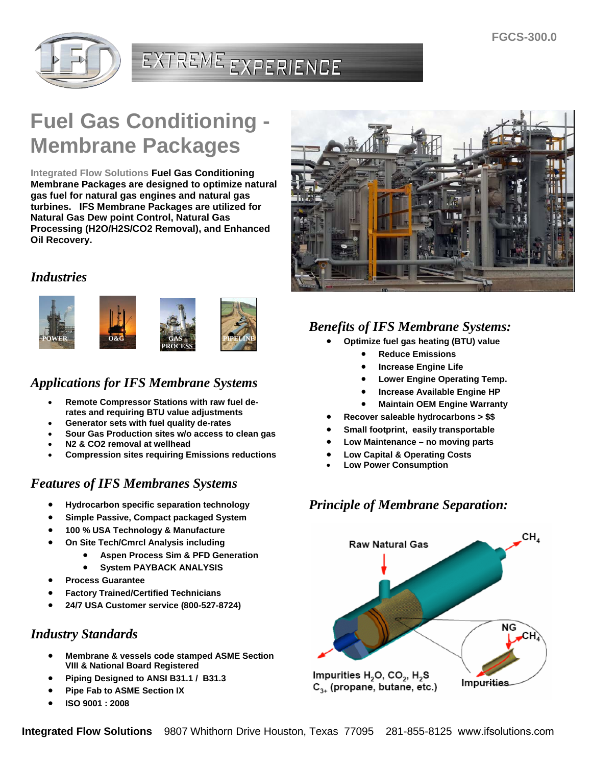FGCS-300.0

EXTREME EXPERIENCE

# Fuel Gas Conditioning - Membrane Packages

Integrated Flow Solutions **Fuel Gas Conditioning Membrane Packages are designed to optimize natural gas fuel for natural gas engines and natural gas turbines. IFS Membrane Packages are utilized for Natural Gas Dew point Control, Natural Gas Processing (H2O/H2S/CO2 Removal), and Enhanced Oil Recovery.**

## *Industries*

POWER | O&G | GAS PROCESS | PIPELINE

## *Applications for IFS Membrane Systems*

- **Remote Compressor Stations with raw fuel de-rates and requiring BTU value adjustments**
- **Generator sets with fuel quality de-rates**
- **Sour Gas Production sites w/o access to clean gas**
- **N2 & CO2 removal at wellhead**
- **Compression sites requiring Emissions reductions**

## *Features of IFS Membranes Systems*

- **Hydrocarbon specific separation technology**
- **Simple Passive, Compact packaged System**
- **100 % USA Technology & Manufacture**
- **On Site Tech/Cmrcl Analysis including**
  - **Aspen Process Sim & PFD Generation**
  - **System PAYBACK ANALYSIS**
- **Process Guarantee**
- **Factory Trained/Certified Technicians**
- **24/7 USA Customer service (800-527-8724)**

## *Industry Standards*

- **Membrane & vessels code stamped ASME Section VIII & National Board Registered**
- **Piping Designed to ANSI B31.1 / B31.3**
- **Pipe Fab to ASME Section IX**
- **ISO 9001 : 2008**

## *Benefits of IFS Membrane Systems:*

- **Optimize fuel gas heating (BTU) value**
  - **Reduce Emissions**
  - **Increase Engine Life**
  - **Lower Engine Operating Temp.**
  - **Increase Available Engine HP**
  - **Maintain OEM Engine Warranty**
- **Recover saleable hydrocarbons > $$**
- **Small footprint, easily transportable**
- **Low Maintenance – no moving parts**
- **Low Capital & Operating Costs**
- **Low Power Consumption**

## *Principle of Membrane Separation:*

Raw Natural Gas

$CH_4$

NG $CH_4$

Impurities $H_2O$, $CO_2$, $H_2S$ $C_{3+}$ (propane, butane, etc.)

Impurities

**Integrated Flow Solutions** 9807 Whithorn Drive Houston, Texas 77095 281-855-8125 www.ifsolutions.com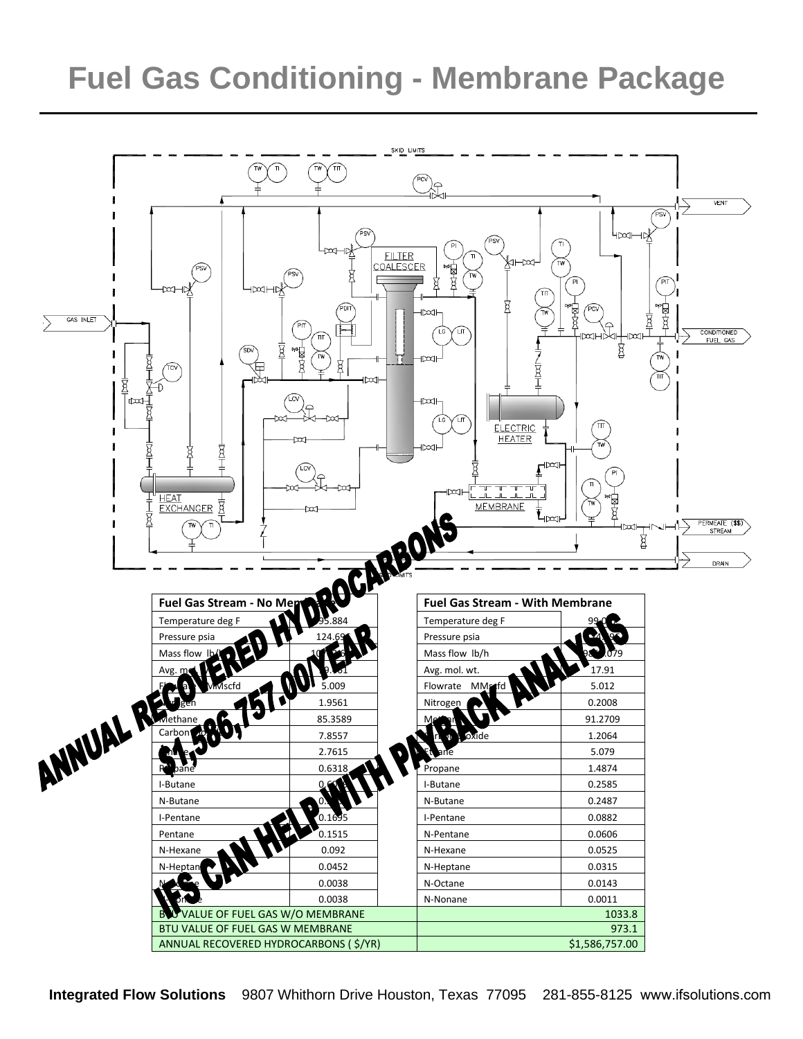# Fuel Gas Conditioning - Membrane Package

SKID LIMITS

GAS INLET

VENT

CONDITIONED FUEL GAS

PERMEATE ($$) STREAM

DRAIN

FILTER COALESCER

ELECTRIC HEATER

HEAT EXCHANGER

MEMBRANE

ANNUAL RECOVERED HYDROCARBONS

$1,586,757.00/YEAR

IFS CAN HELP WITH PAYBACK ANALYSIS

| Fuel Gas Stream - No Membrane | | Fuel Gas Stream - With Membrane | |
|---|---|---|---|
| Temperature deg F | 95.884 | Temperature deg F | 99.0 |
| Pressure psia | 124.69 | Pressure psia | 9 |
| Mass flow lb/h | 10 6 | Mass flow lb/h | 9 .079 |
| Avg. mol. wt. | .61 | Avg. mol. wt. | 17.91 |
| Flowrate MMscfd | 5.009 | Flowrate MMscfd | 5.012 |
| Nitrogen | 1.9561 | Nitrogen | 0.2008 |
| Methane | 85.3589 | Methane | 91.2709 |
| Carbon Dioxide | 7.8557 | Carbon Dioxide | 1.2064 |
| Ethane | 2.7615 | Ethane | 5.079 |
| Propane | 0.6318 | Propane | 1.4874 |
| I-Butane | 0.6 | I-Butane | 0.2585 |
| N-Butane | 0. | N-Butane | 0.2487 |
| I-Pentane | 0.1695 | I-Pentane | 0.0882 |
| Pentane | 0.1515 | N-Pentane | 0.0606 |
| N-Hexane | 0.092 | N-Hexane | 0.0525 |
| N-Heptane | 0.0452 | N-Heptane | 0.0315 |
| N-Octane | 0.0038 | N-Octane | 0.0143 |
| N-Nonane | 0.0038 | N-Nonane | 0.0011 |
| BTU VALUE OF FUEL GAS W/O MEMBRANE | | | 1033.8 |
| BTU VALUE OF FUEL GAS W MEMBRANE | | | 973.1 |
| ANNUAL RECOVERED HYDROCARBONS ( $/YR) | | | $1,586,757.00 |

**Integrated Flow Solutions** 9807 Whithorn Drive Houston, Texas 77095 281-855-8125 www.ifsolutions.com